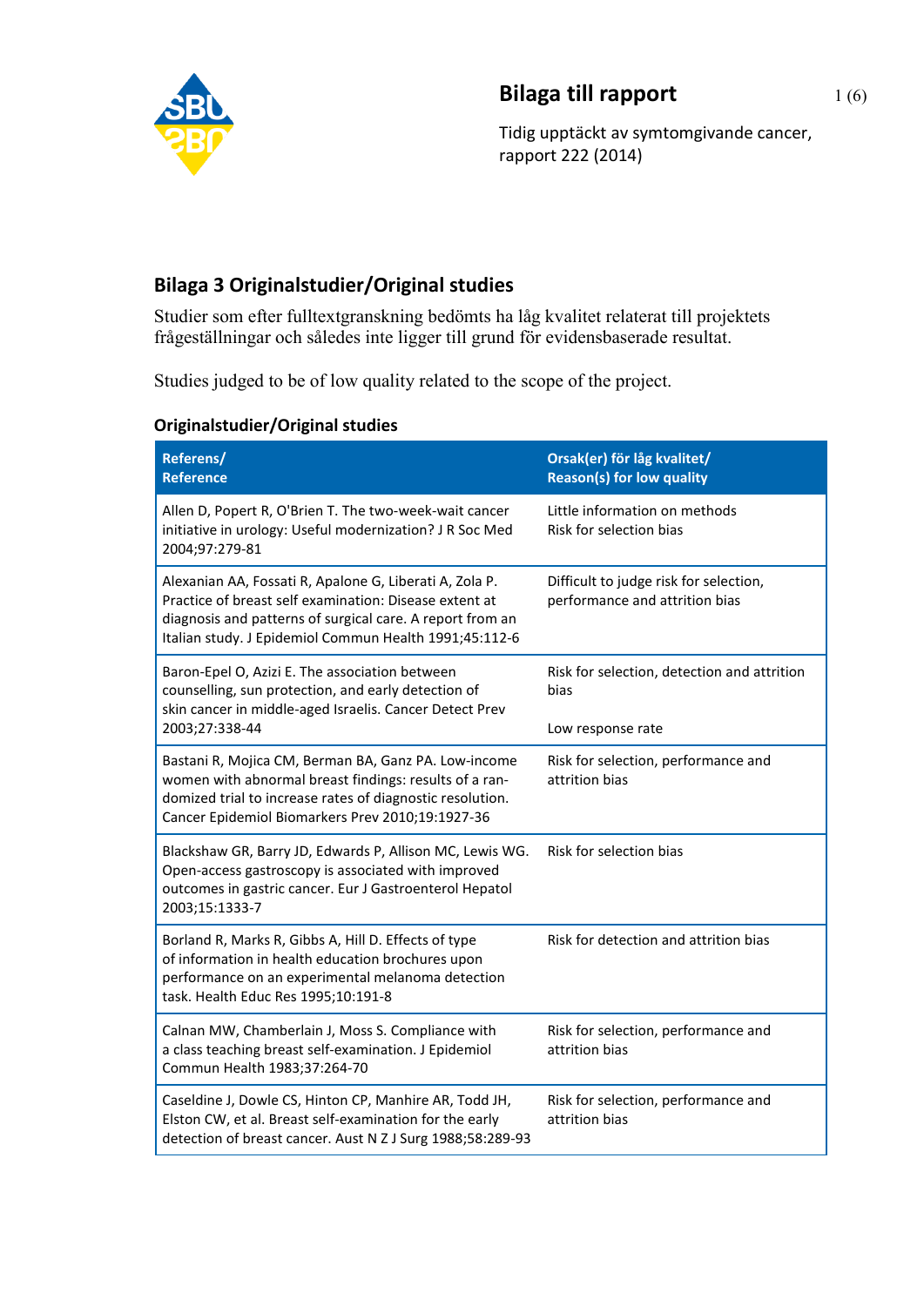# Bilaga till rapport

Tidig upptäckt av symtomgivande cancer, rapport 222 (2014)

## Bilaga 3 Originalstudier/Original studies

Studier som efter fulltextgranskning bedömts ha låg kvalitet relaterat till projektets frågeställningar och således inte ligger till grund för evidensbaserade resultat.

Studies judged to be of low quality related to the scope of the project.

### Originalstudier/Original studies

| Referens/<br>Reference | Orsak(er) för låg kvalitet/<br>Reason(s) for low quality |
|---|---|
| Allen D, Popert R, O'Brien T. The two-week-wait cancer initiative in urology: Useful modernization? J R Soc Med 2004;97:279-81 | Little information on methods<br>Risk for selection bias |
| Alexanian AA, Fossati R, Apalone G, Liberati A, Zola P. Practice of breast self examination: Disease extent at diagnosis and patterns of surgical care. A report from an Italian study. J Epidemiol Commun Health 1991;45:112-6 | Difficult to judge risk for selection, performance and attrition bias |
| Baron-Epel O, Azizi E. The association between counselling, sun protection, and early detection of skin cancer in middle-aged Israelis. Cancer Detect Prev 2003;27:338-44 | Risk for selection, detection and attrition bias<br><br>Low response rate |
| Bastani R, Mojica CM, Berman BA, Ganz PA. Low-income women with abnormal breast findings: results of a randomized trial to increase rates of diagnostic resolution. Cancer Epidemiol Biomarkers Prev 2010;19:1927-36 | Risk for selection, performance and attrition bias |
| Blackshaw GR, Barry JD, Edwards P, Allison MC, Lewis WG. Open-access gastroscopy is associated with improved outcomes in gastric cancer. Eur J Gastroenterol Hepatol 2003;15:1333-7 | Risk for selection bias |
| Borland R, Marks R, Gibbs A, Hill D. Effects of type of information in health education brochures upon performance on an experimental melanoma detection task. Health Educ Res 1995;10:191-8 | Risk for detection and attrition bias |
| Calnan MW, Chamberlain J, Moss S. Compliance with a class teaching breast self-examination. J Epidemiol Commun Health 1983;37:264-70 | Risk for selection, performance and attrition bias |
| Caseldine J, Dowle CS, Hinton CP, Manhire AR, Todd JH, Elston CW, et al. Breast self-examination for the early detection of breast cancer. Aust N Z J Surg 1988;58:289-93 | Risk for selection, performance and attrition bias |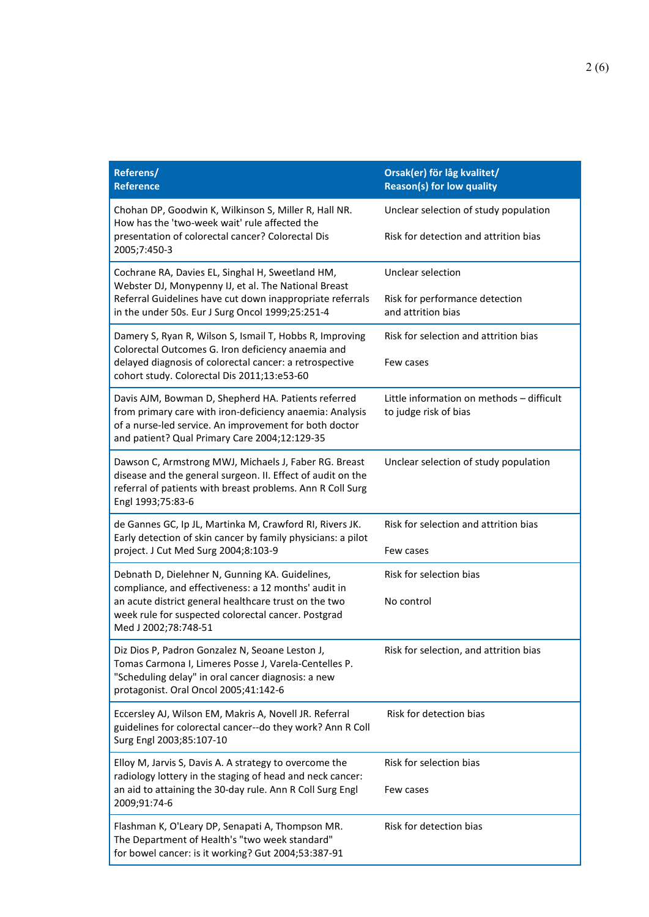| Referens/<br>Reference | Orsak(er) för låg kvalitet/<br>Reason(s) for low quality |
|---|---|
| Chohan DP, Goodwin K, Wilkinson S, Miller R, Hall NR. How has the 'two-week wait' rule affected the presentation of colorectal cancer? Colorectal Dis 2005;7:450-3 | Unclear selection of study population<br><br>Risk for detection and attrition bias |
| Cochrane RA, Davies EL, Singhal H, Sweetland HM, Webster DJ, Monypenny IJ, et al. The National Breast Referral Guidelines have cut down inappropriate referrals in the under 50s. Eur J Surg Oncol 1999;25:251-4 | Unclear selection<br><br>Risk for performance detection and attrition bias |
| Damery S, Ryan R, Wilson S, Ismail T, Hobbs R, Improving Colorectal Outcomes G. Iron deficiency anaemia and delayed diagnosis of colorectal cancer: a retrospective cohort study. Colorectal Dis 2011;13:e53-60 | Risk for selection and attrition bias<br><br>Few cases |
| Davis AJM, Bowman D, Shepherd HA. Patients referred from primary care with iron-deficiency anaemia: Analysis of a nurse-led service. An improvement for both doctor and patient? Qual Primary Care 2004;12:129-35 | Little information on methods – difficult to judge risk of bias |
| Dawson C, Armstrong MWJ, Michaels J, Faber RG. Breast disease and the general surgeon. II. Effect of audit on the referral of patients with breast problems. Ann R Coll Surg Engl 1993;75:83-6 | Unclear selection of study population |
| de Gannes GC, Ip JL, Martinka M, Crawford RI, Rivers JK. Early detection of skin cancer by family physicians: a pilot project. J Cut Med Surg 2004;8:103-9 | Risk for selection and attrition bias<br><br>Few cases |
| Debnath D, Dielehner N, Gunning KA. Guidelines, compliance, and effectiveness: a 12 months' audit in an acute district general healthcare trust on the two week rule for suspected colorectal cancer. Postgrad Med J 2002;78:748-51 | Risk for selection bias<br><br>No control |
| Diz Dios P, Padron Gonzalez N, Seoane Leston J, Tomas Carmona I, Limeres Posse J, Varela-Centelles P. "Scheduling delay" in oral cancer diagnosis: a new protagonist. Oral Oncol 2005;41:142-6 | Risk for selection, and attrition bias |
| Eccersley AJ, Wilson EM, Makris A, Novell JR. Referral guidelines for colorectal cancer--do they work? Ann R Coll Surg Engl 2003;85:107-10 | Risk for detection bias |
| Elloy M, Jarvis S, Davis A. A strategy to overcome the radiology lottery in the staging of head and neck cancer: an aid to attaining the 30-day rule. Ann R Coll Surg Engl 2009;91:74-6 | Risk for selection bias<br><br>Few cases |
| Flashman K, O'Leary DP, Senapati A, Thompson MR. The Department of Health's "two week standard" for bowel cancer: is it working? Gut 2004;53:387-91 | Risk for detection bias |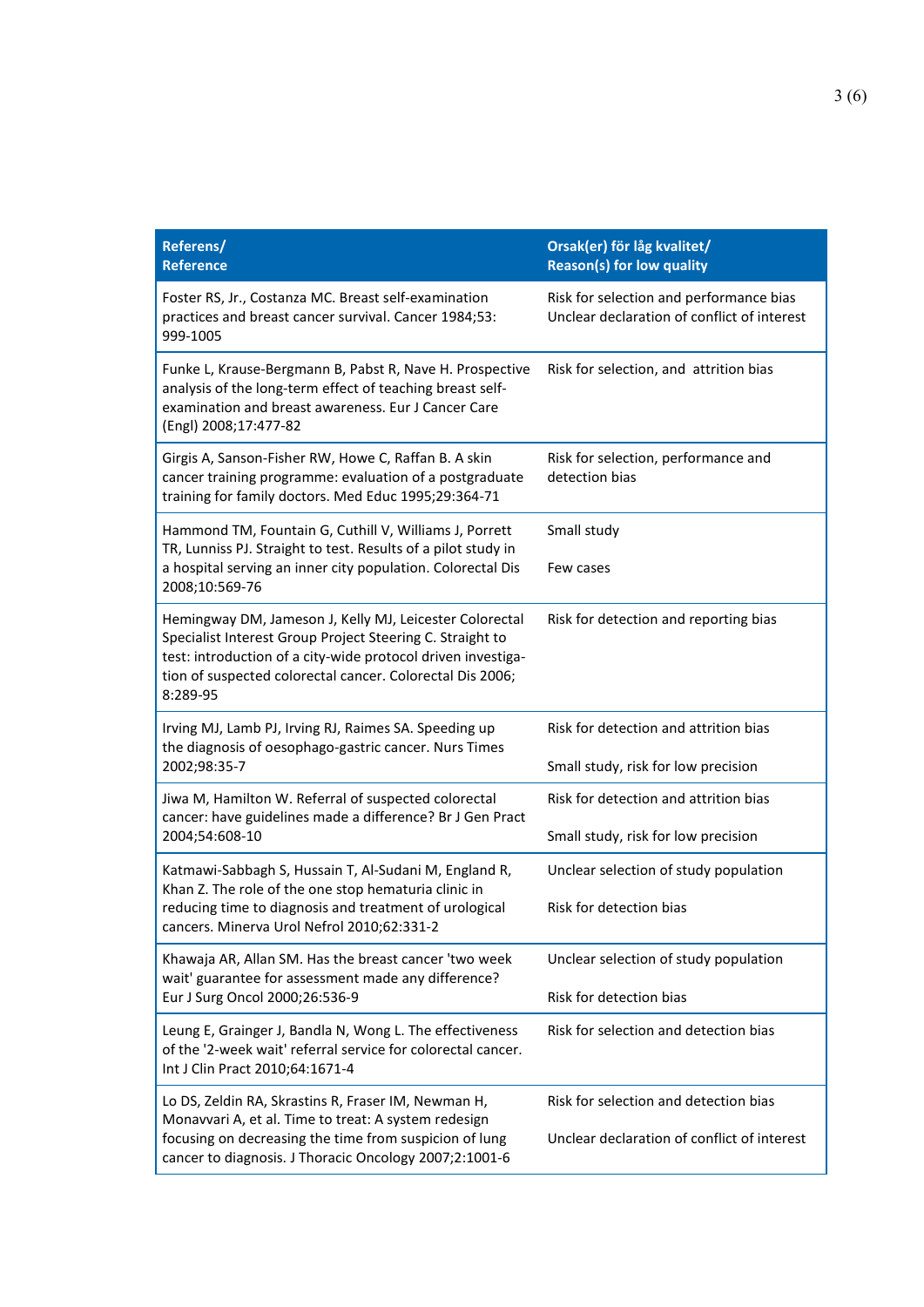| Referens/<br>Reference | Orsak(er) för låg kvalitet/<br>Reason(s) for low quality |
|---|---|
| Foster RS, Jr., Costanza MC. Breast self-examination practices and breast cancer survival. Cancer 1984;53: 999-1005 | Risk for selection and performance bias<br>Unclear declaration of conflict of interest |
| Funke L, Krause-Bergmann B, Pabst R, Nave H. Prospective analysis of the long-term effect of teaching breast self-examination and breast awareness. Eur J Cancer Care (Engl) 2008;17:477-82 | Risk for selection, and attrition bias |
| Girgis A, Sanson-Fisher RW, Howe C, Raffan B. A skin cancer training programme: evaluation of a postgraduate training for family doctors. Med Educ 1995;29:364-71 | Risk for selection, performance and detection bias |
| Hammond TM, Fountain G, Cuthill V, Williams J, Porrett TR, Lunniss PJ. Straight to test. Results of a pilot study in a hospital serving an inner city population. Colorectal Dis 2008;10:569-76 | Small study<br><br>Few cases |
| Hemingway DM, Jameson J, Kelly MJ, Leicester Colorectal Specialist Interest Group Project Steering C. Straight to test: introduction of a city-wide protocol driven investigation of suspected colorectal cancer. Colorectal Dis 2006; 8:289-95 | Risk for detection and reporting bias |
| Irving MJ, Lamb PJ, Irving RJ, Raimes SA. Speeding up the diagnosis of oesophago-gastric cancer. Nurs Times 2002;98:35-7 | Risk for detection and attrition bias<br><br>Small study, risk for low precision |
| Jiwa M, Hamilton W. Referral of suspected colorectal cancer: have guidelines made a difference? Br J Gen Pract 2004;54:608-10 | Risk for detection and attrition bias<br><br>Small study, risk for low precision |
| Katmawi-Sabbagh S, Hussain T, Al-Sudani M, England R, Khan Z. The role of the one stop hematuria clinic in reducing time to diagnosis and treatment of urological cancers. Minerva Urol Nefrol 2010;62:331-2 | Unclear selection of study population<br><br>Risk for detection bias |
| Khawaja AR, Allan SM. Has the breast cancer 'two week wait' guarantee for assessment made any difference? Eur J Surg Oncol 2000;26:536-9 | Unclear selection of study population<br><br>Risk for detection bias |
| Leung E, Grainger J, Bandla N, Wong L. The effectiveness of the '2-week wait' referral service for colorectal cancer. Int J Clin Pract 2010;64:1671-4 | Risk for selection and detection bias |
| Lo DS, Zeldin RA, Skrastins R, Fraser IM, Newman H, Monavvari A, et al. Time to treat: A system redesign focusing on decreasing the time from suspicion of lung cancer to diagnosis. J Thoracic Oncology 2007;2:1001-6 | Risk for selection and detection bias<br><br>Unclear declaration of conflict of interest |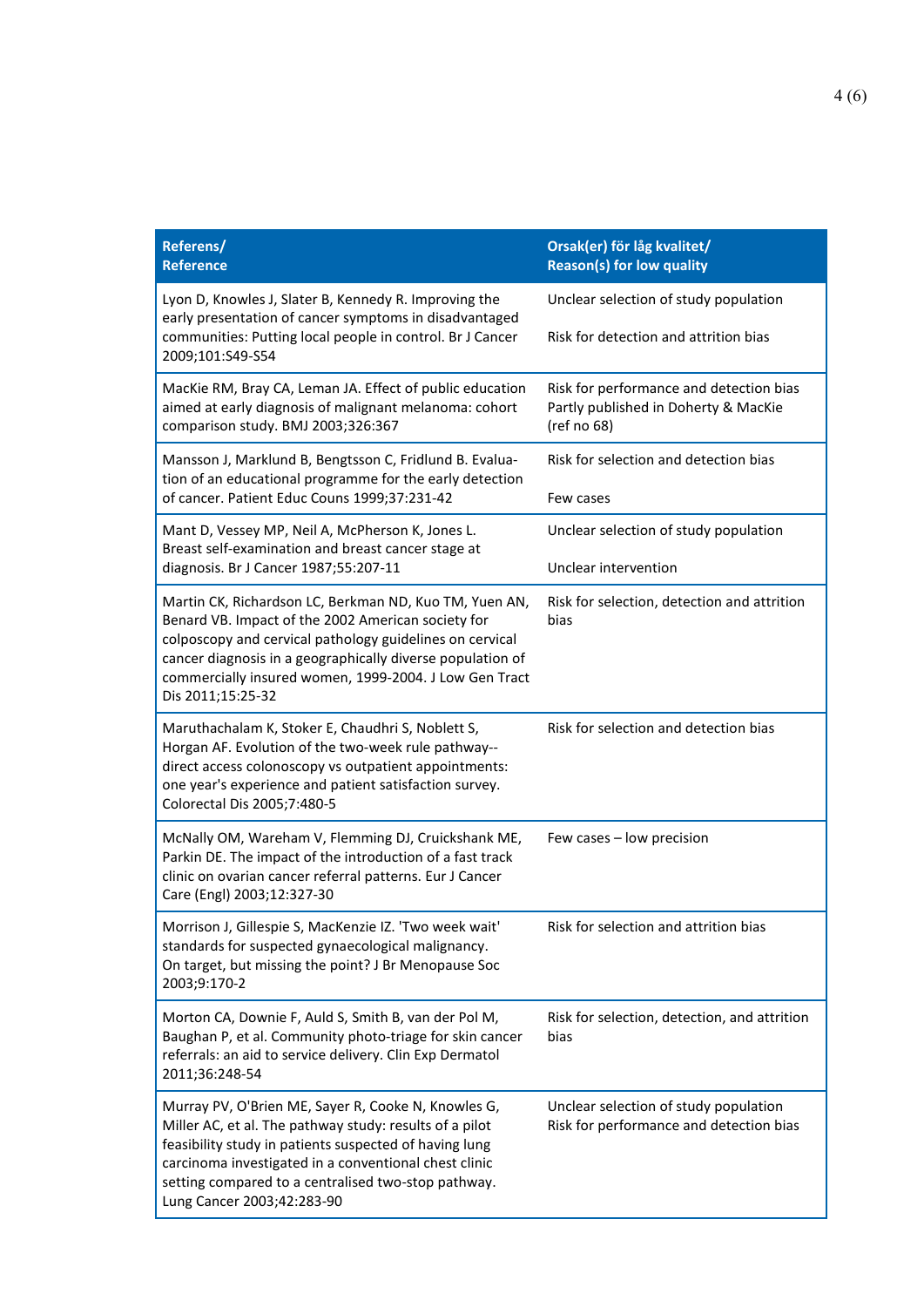| Referens/<br>Reference | Orsak(er) för låg kvalitet/<br>Reason(s) for low quality |
|---|---|
| Lyon D, Knowles J, Slater B, Kennedy R. Improving the early presentation of cancer symptoms in disadvantaged communities: Putting local people in control. Br J Cancer 2009;101:S49-S54 | Unclear selection of study population<br><br>Risk for detection and attrition bias |
| MacKie RM, Bray CA, Leman JA. Effect of public education aimed at early diagnosis of malignant melanoma: cohort comparison study. BMJ 2003;326:367 | Risk for performance and detection bias<br>Partly published in Doherty & MacKie (ref no 68) |
| Mansson J, Marklund B, Bengtsson C, Fridlund B. Evaluation of an educational programme for the early detection of cancer. Patient Educ Couns 1999;37:231-42 | Risk for selection and detection bias<br><br>Few cases |
| Mant D, Vessey MP, Neil A, McPherson K, Jones L. Breast self-examination and breast cancer stage at diagnosis. Br J Cancer 1987;55:207-11 | Unclear selection of study population<br><br>Unclear intervention |
| Martin CK, Richardson LC, Berkman ND, Kuo TM, Yuen AN, Benard VB. Impact of the 2002 American society for colposcopy and cervical pathology guidelines on cervical cancer diagnosis in a geographically diverse population of commercially insured women, 1999-2004. J Low Gen Tract Dis 2011;15:25-32 | Risk for selection, detection and attrition bias |
| Maruthachalam K, Stoker E, Chaudhri S, Noblett S, Horgan AF. Evolution of the two-week rule pathway--direct access colonoscopy vs outpatient appointments: one year's experience and patient satisfaction survey. Colorectal Dis 2005;7:480-5 | Risk for selection and detection bias |
| McNally OM, Wareham V, Flemming DJ, Cruickshank ME, Parkin DE. The impact of the introduction of a fast track clinic on ovarian cancer referral patterns. Eur J Cancer Care (Engl) 2003;12:327-30 | Few cases – low precision |
| Morrison J, Gillespie S, MacKenzie IZ. 'Two week wait' standards for suspected gynaecological malignancy. On target, but missing the point? J Br Menopause Soc 2003;9:170-2 | Risk for selection and attrition bias |
| Morton CA, Downie F, Auld S, Smith B, van der Pol M, Baughan P, et al. Community photo-triage for skin cancer referrals: an aid to service delivery. Clin Exp Dermatol 2011;36:248-54 | Risk for selection, detection, and attrition bias |
| Murray PV, O'Brien ME, Sayer R, Cooke N, Knowles G, Miller AC, et al. The pathway study: results of a pilot feasibility study in patients suspected of having lung carcinoma investigated in a conventional chest clinic setting compared to a centralised two-stop pathway. Lung Cancer 2003;42:283-90 | Unclear selection of study population<br>Risk for performance and detection bias |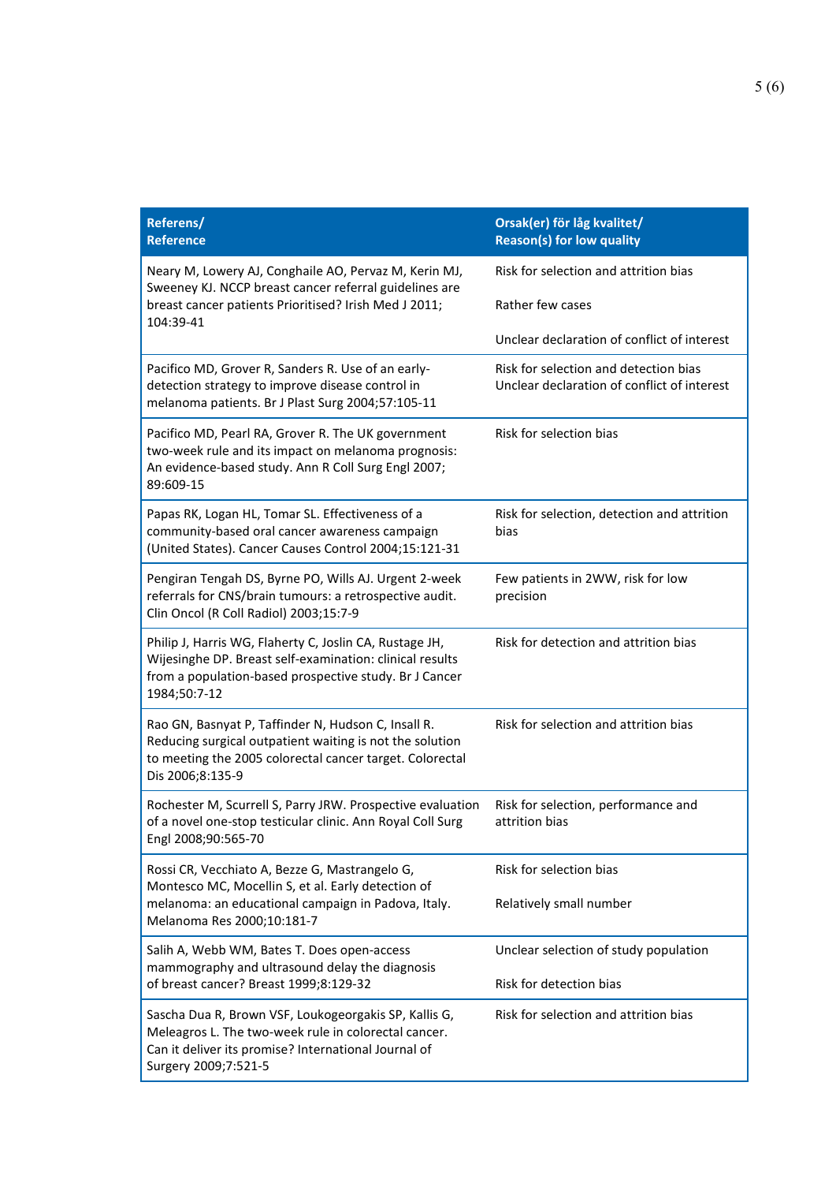| Referens/ Reference | Orsak(er) för låg kvalitet/ Reason(s) for low quality |
|---|---|
| Neary M, Lowery AJ, Conghaile AO, Pervaz M, Kerin MJ, Sweeney KJ. NCCP breast cancer referral guidelines are breast cancer patients Prioritised? Irish Med J 2011; 104:39-41 | Risk for selection and attrition bias<br><br>Rather few cases<br><br>Unclear declaration of conflict of interest |
| Pacifico MD, Grover R, Sanders R. Use of an early-detection strategy to improve disease control in melanoma patients. Br J Plast Surg 2004;57:105-11 | Risk for selection and detection bias<br>Unclear declaration of conflict of interest |
| Pacifico MD, Pearl RA, Grover R. The UK government two-week rule and its impact on melanoma prognosis: An evidence-based study. Ann R Coll Surg Engl 2007; 89:609-15 | Risk for selection bias |
| Papas RK, Logan HL, Tomar SL. Effectiveness of a community-based oral cancer awareness campaign (United States). Cancer Causes Control 2004;15:121-31 | Risk for selection, detection and attrition bias |
| Pengiran Tengah DS, Byrne PO, Wills AJ. Urgent 2-week referrals for CNS/brain tumours: a retrospective audit. Clin Oncol (R Coll Radiol) 2003;15:7-9 | Few patients in 2WW, risk for low precision |
| Philip J, Harris WG, Flaherty C, Joslin CA, Rustage JH, Wijesinghe DP. Breast self-examination: clinical results from a population-based prospective study. Br J Cancer 1984;50:7-12 | Risk for detection and attrition bias |
| Rao GN, Basnyat P, Taffinder N, Hudson C, Insall R. Reducing surgical outpatient waiting is not the solution to meeting the 2005 colorectal cancer target. Colorectal Dis 2006;8:135-9 | Risk for selection and attrition bias |
| Rochester M, Scurrell S, Parry JRW. Prospective evaluation of a novel one-stop testicular clinic. Ann Royal Coll Surg Engl 2008;90:565-70 | Risk for selection, performance and attrition bias |
| Rossi CR, Vecchiato A, Bezze G, Mastrangelo G, Montesco MC, Mocellin S, et al. Early detection of melanoma: an educational campaign in Padova, Italy. Melanoma Res 2000;10:181-7 | Risk for selection bias<br><br>Relatively small number |
| Salih A, Webb WM, Bates T. Does open-access mammography and ultrasound delay the diagnosis of breast cancer? Breast 1999;8:129-32 | Unclear selection of study population<br><br>Risk for detection bias |
| Sascha Dua R, Brown VSF, Loukogeorgakis SP, Kallis G, Meleagros L. The two-week rule in colorectal cancer. Can it deliver its promise? International Journal of Surgery 2009;7:521-5 | Risk for selection and attrition bias |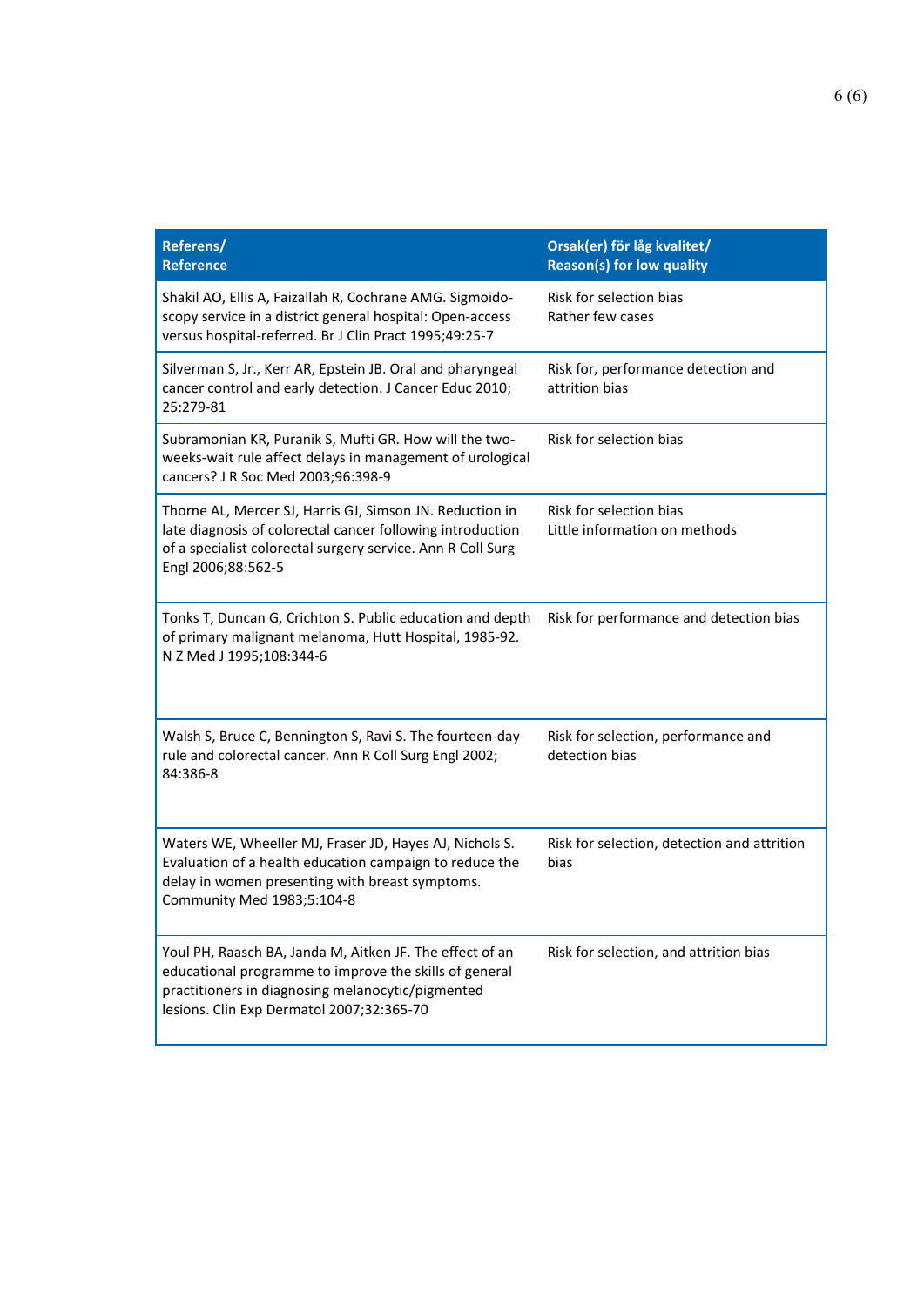| Referens/<br>Reference | Orsak(er) för låg kvalitet/<br>Reason(s) for low quality |
|---|---|
| Shakil AO, Ellis A, Faizallah R, Cochrane AMG. Sigmoido-scopy service in a district general hospital: Open-access versus hospital-referred. Br J Clin Pract 1995;49:25-7 | Risk for selection bias<br>Rather few cases |
| Silverman S, Jr., Kerr AR, Epstein JB. Oral and pharyngeal cancer control and early detection. J Cancer Educ 2010; 25:279-81 | Risk for, performance detection and attrition bias |
| Subramonian KR, Puranik S, Mufti GR. How will the two-weeks-wait rule affect delays in management of urological cancers? J R Soc Med 2003;96:398-9 | Risk for selection bias |
| Thorne AL, Mercer SJ, Harris GJ, Simson JN. Reduction in late diagnosis of colorectal cancer following introduction of a specialist colorectal surgery service. Ann R Coll Surg Engl 2006;88:562-5 | Risk for selection bias<br>Little information on methods |
| Tonks T, Duncan G, Crichton S. Public education and depth of primary malignant melanoma, Hutt Hospital, 1985-92. N Z Med J 1995;108:344-6 | Risk for performance and detection bias |
| Walsh S, Bruce C, Bennington S, Ravi S. The fourteen-day rule and colorectal cancer. Ann R Coll Surg Engl 2002; 84:386-8 | Risk for selection, performance and detection bias |
| Waters WE, Wheeller MJ, Fraser JD, Hayes AJ, Nichols S. Evaluation of a health education campaign to reduce the delay in women presenting with breast symptoms. Community Med 1983;5:104-8 | Risk for selection, detection and attrition bias |
| Youl PH, Raasch BA, Janda M, Aitken JF. The effect of an educational programme to improve the skills of general practitioners in diagnosing melanocytic/pigmented lesions. Clin Exp Dermatol 2007;32:365-70 | Risk for selection, and attrition bias |